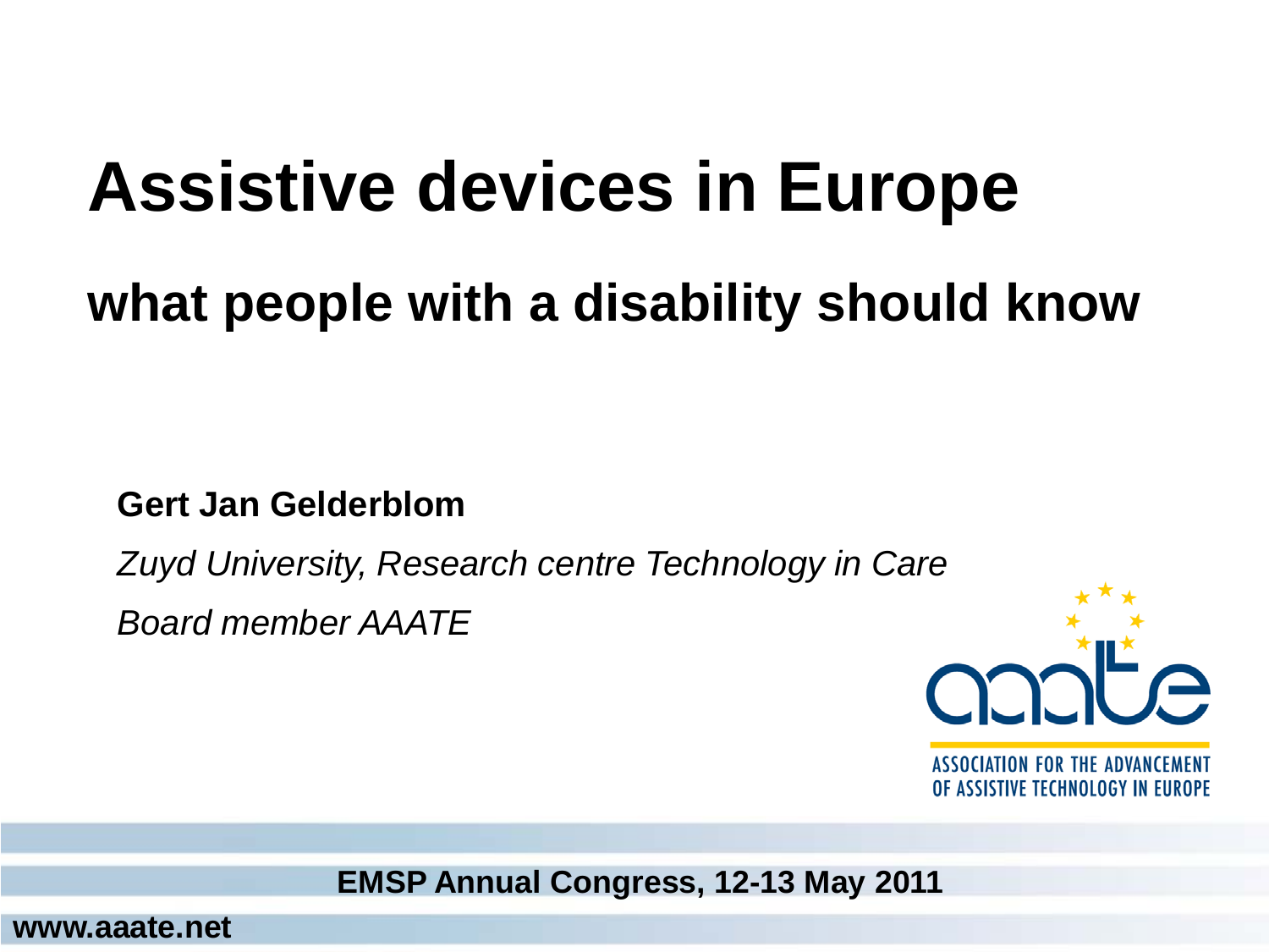# Assistive devices in Europe

## what people with a disability should know

**Gert Jan Gelderblom**

*Zuyd University, Research centre Technology in Care*

*Board member AAATE*

ASSOCIATION FOR THE ADVANCEMENT OF ASSISTIVE TECHNOLOGY IN EUROPE

**EMSP Annual Congress, 12-13 May 2011**

**www.aaate.net**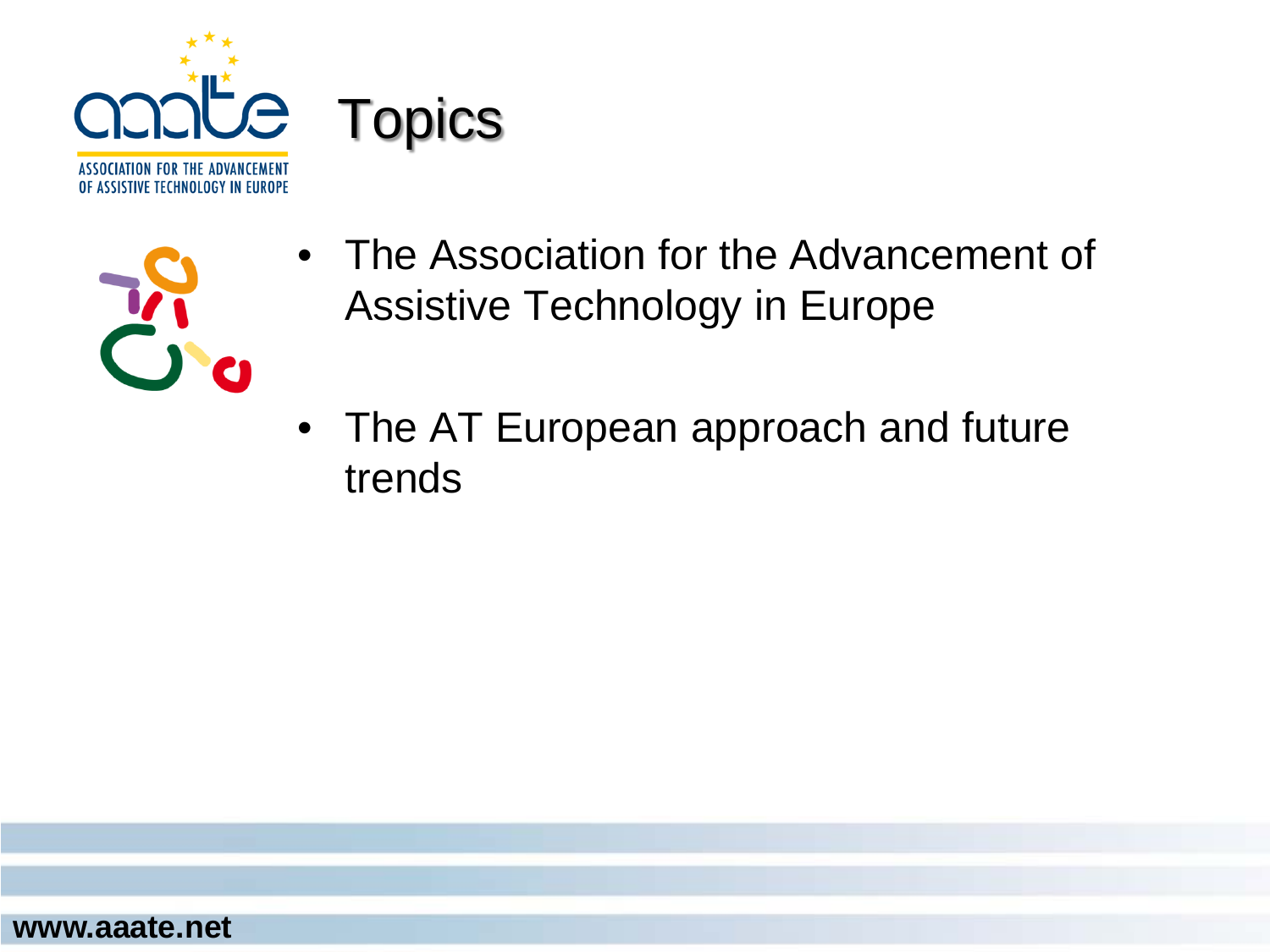# Topics

- The Association for the Advancement of Assistive Technology in Europe
- The AT European approach and future trends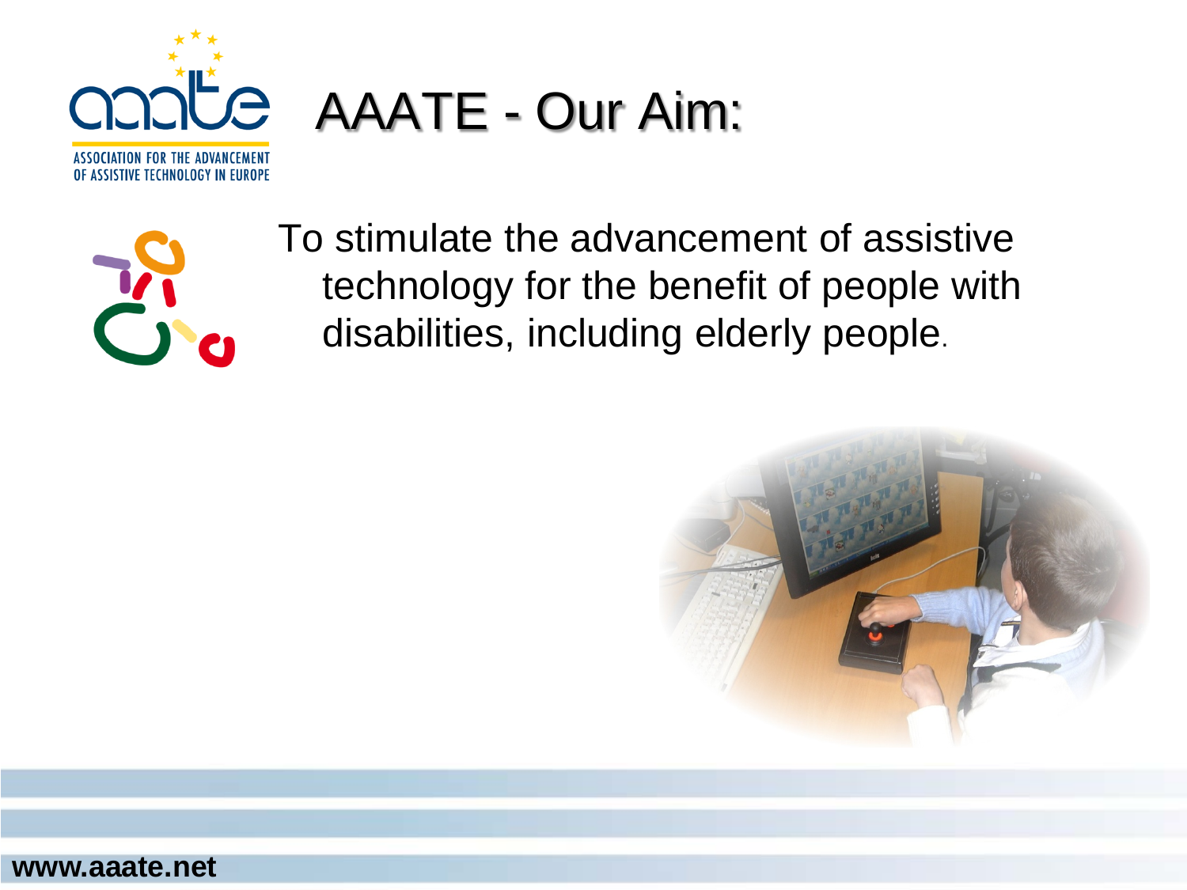# AAATE - Our Aim:

To stimulate the advancement of assistive technology for the benefit of people with disabilities, including elderly people.

www.aaate.net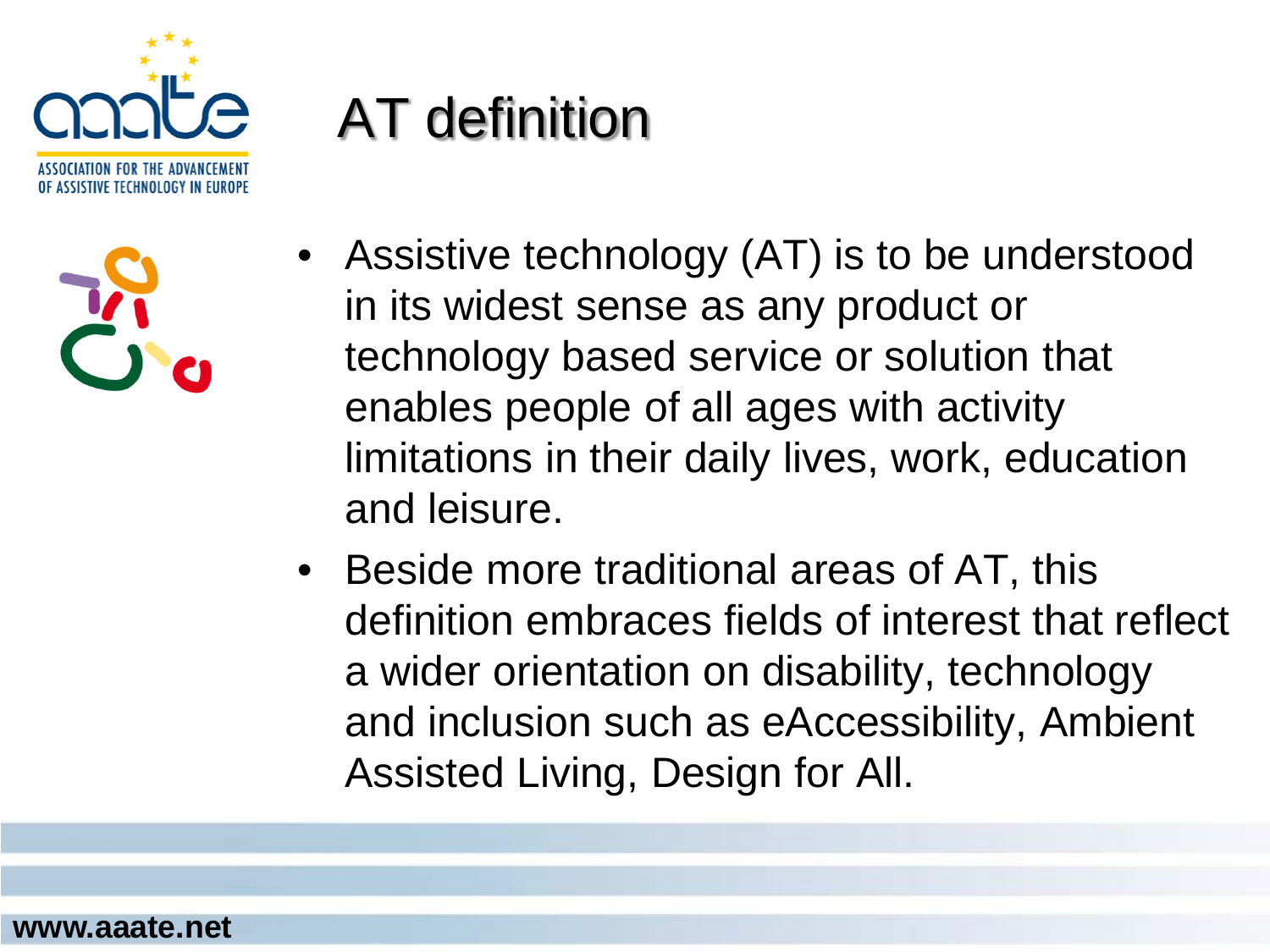# AT definition

- Assistive technology (AT) is to be understood in its widest sense as any product or technology based service or solution that enables people of all ages with activity limitations in their daily lives, work, education and leisure.
- Beside more traditional areas of AT, this definition embraces fields of interest that reflect a wider orientation on disability, technology and inclusion such as eAccessibility, Ambient Assisted Living, Design for All.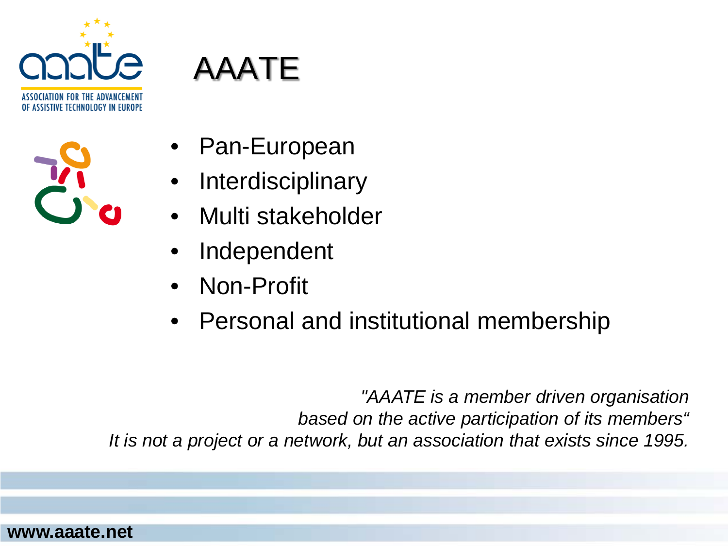# AAATE

- Pan-European
- Interdisciplinary
- Multi stakeholder
- Independent
- Non-Profit
- Personal and institutional membership

*"AAATE is a member driven organisation based on the active participation of its members"*
*It is not a project or a network, but an association that exists since 1995.*

**www.aaate.net**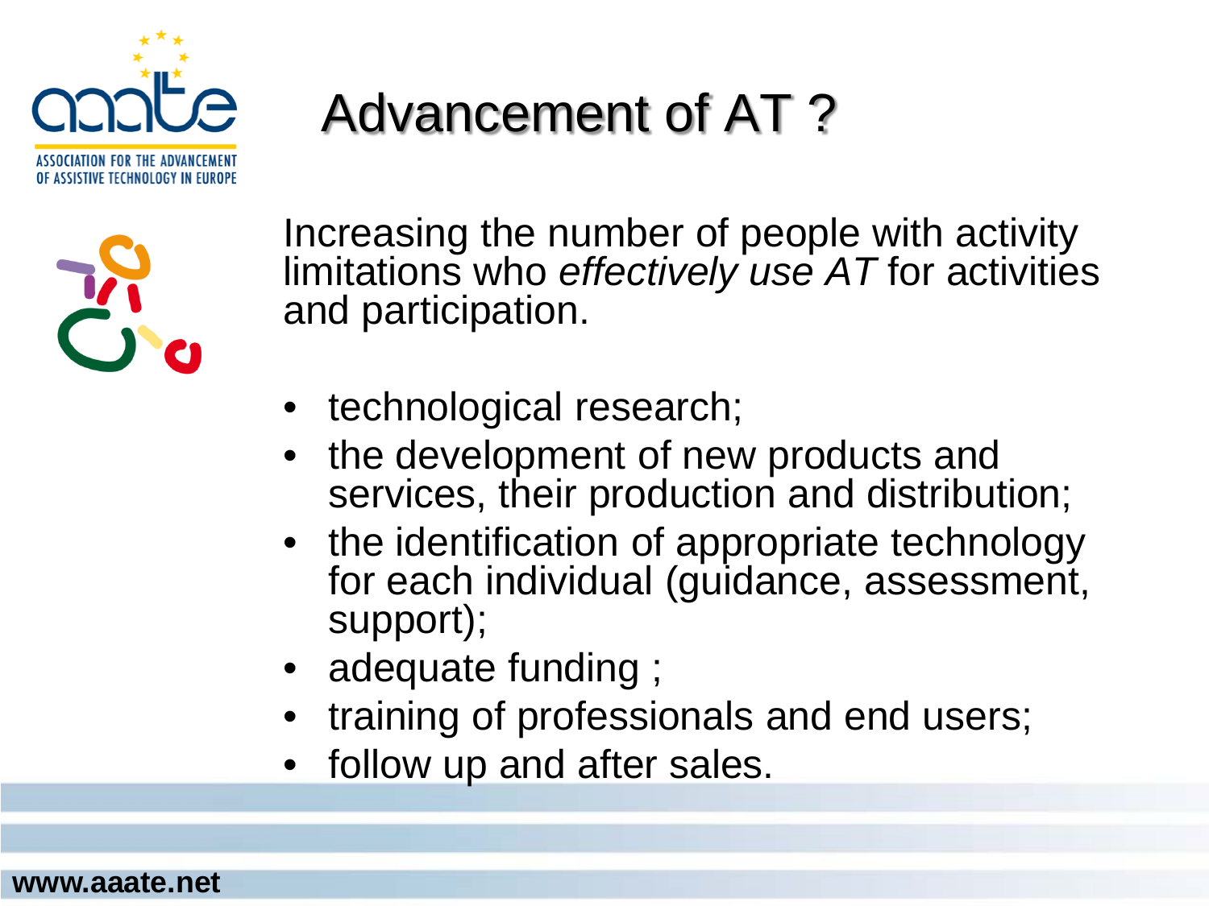# Advancement of AT ?

Increasing the number of people with activity limitations who *effectively use AT* for activities and participation.

- technological research;
- the development of new products and services, their production and distribution;
- the identification of appropriate technology for each individual (guidance, assessment, support);
- adequate funding ;
- training of professionals and end users;
- follow up and after sales.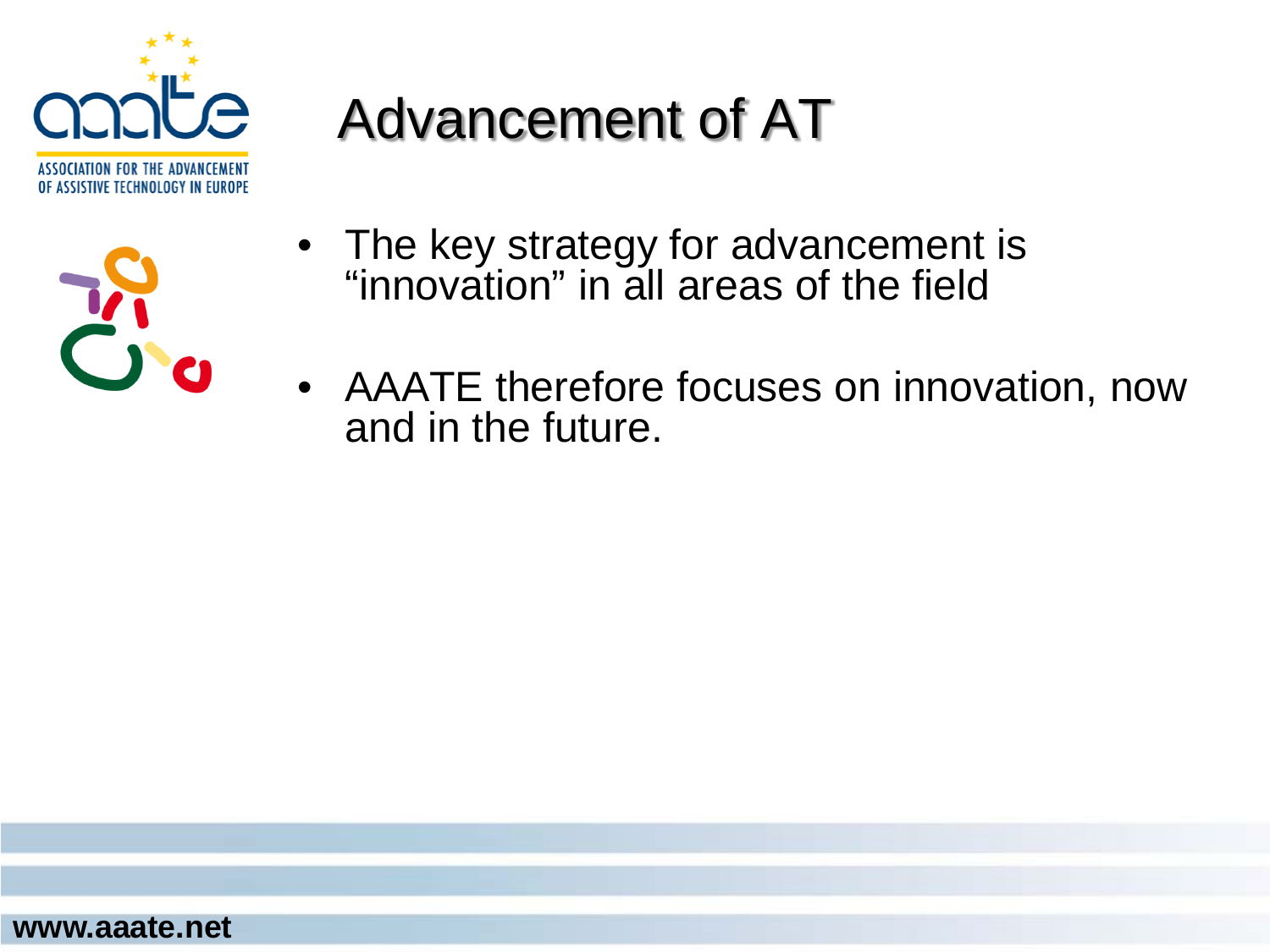# Advancement of AT

- The key strategy for advancement is "innovation" in all areas of the field
- AAATE therefore focuses on innovation, now and in the future.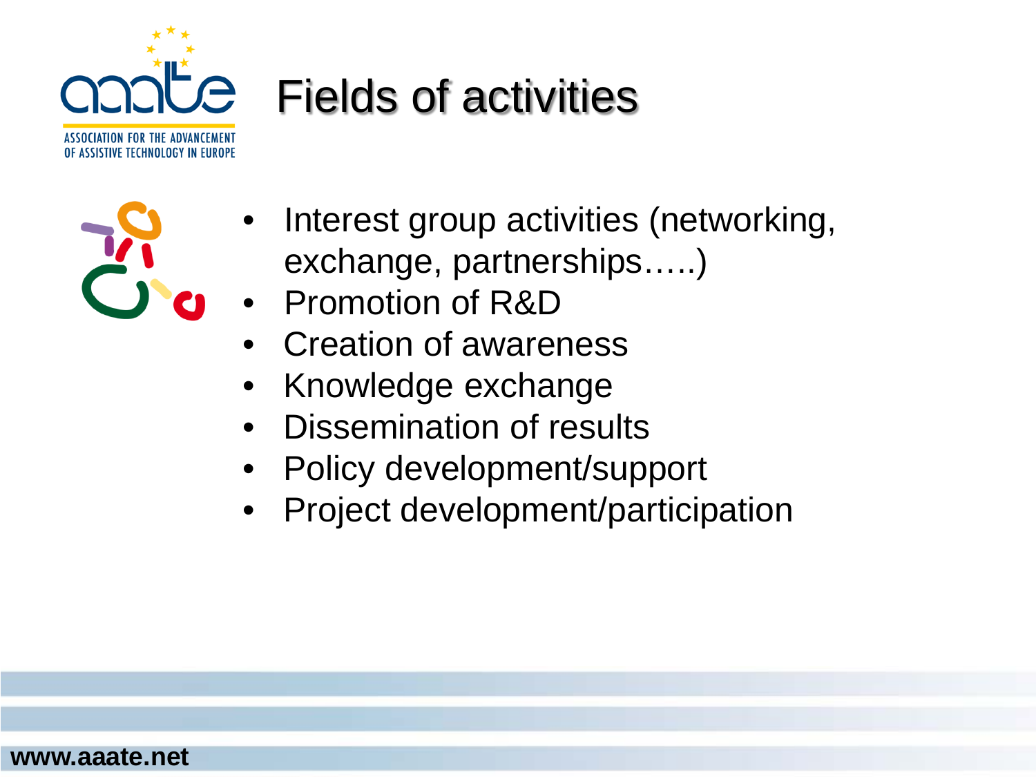# Fields of activities

- Interest group activities (networking, exchange, partnerships…..)
- Promotion of R&D
- Creation of awareness
- Knowledge exchange
- Dissemination of results
- Policy development/support
- Project development/participation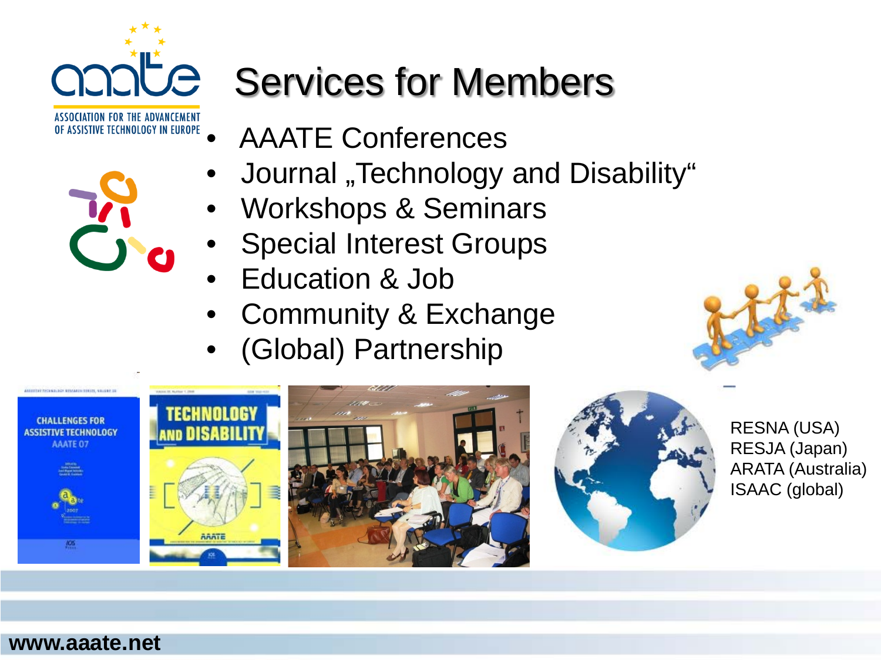# Services for Members

- AAATE Conferences
- Journal „Technology and Disability"
- Workshops & Seminars
- Special Interest Groups
- Education & Job
- Community & Exchange
- (Global) Partnership

RESNA (USA)
RESJA (Japan)
ARATA (Australia)
ISAAC (global)

www.aaate.net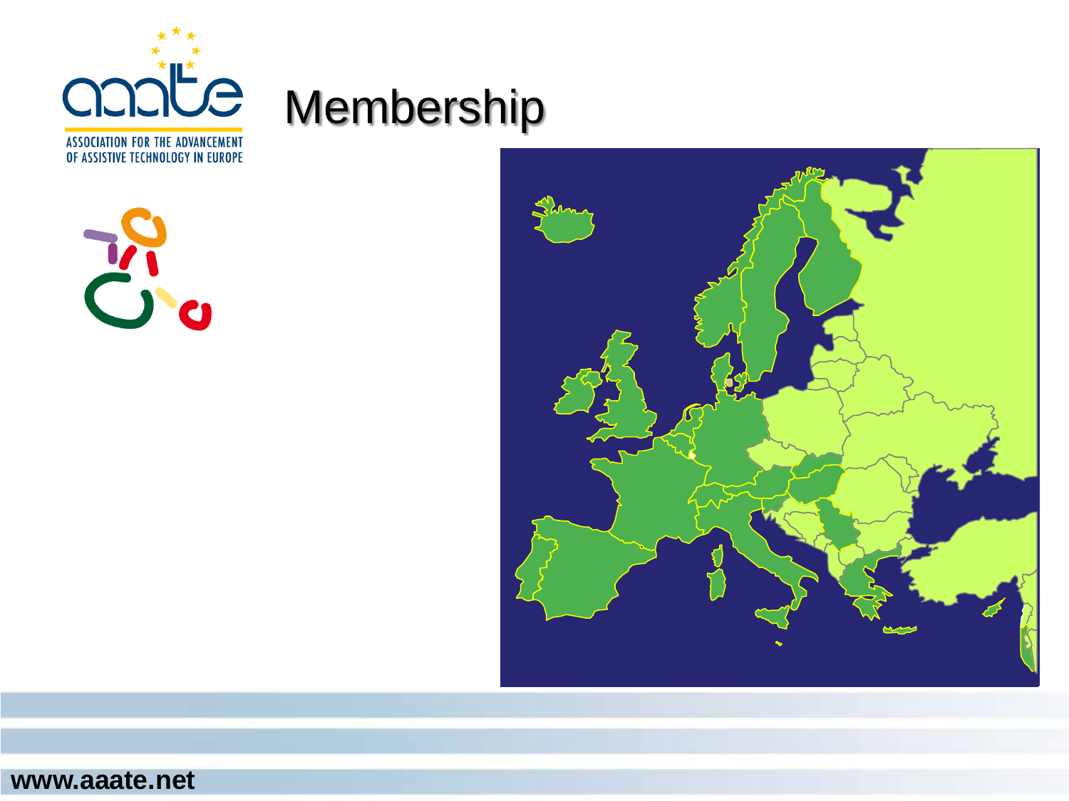# Membership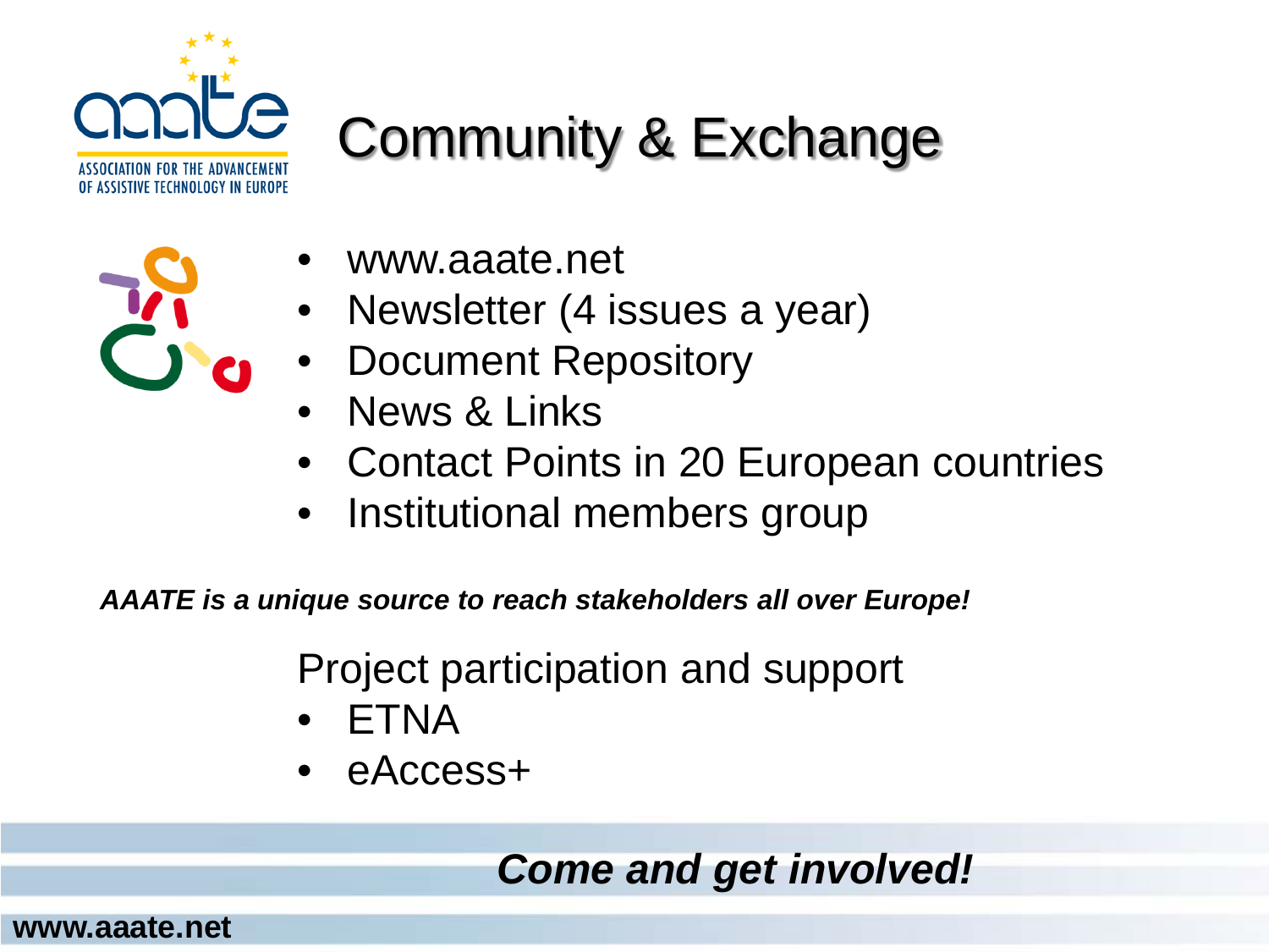# Community & Exchange

- www.aaate.net
- Newsletter (4 issues a year)
- Document Repository
- News & Links
- Contact Points in 20 European countries
- Institutional members group

***AAATE is a unique source to reach stakeholders all over Europe!***

Project participation and support

- ETNA
- eAccess+

***Come and get involved!***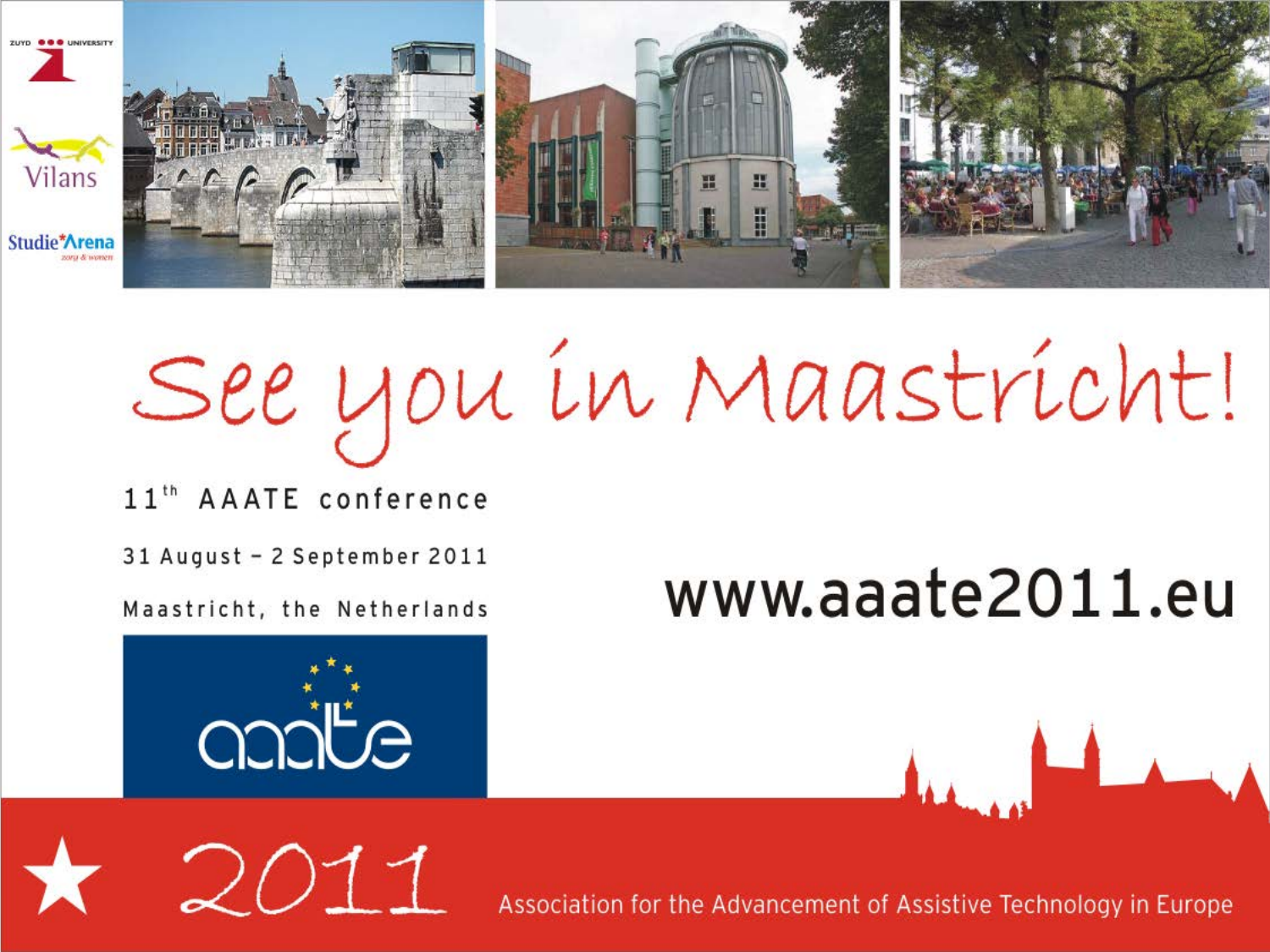ZUYD UNIVERSITY

Vilans

Studie*Arena
zorg & wonen

# See you in Maastricht!

11th AAATE conference

31 August – 2 September 2011

Maastricht, the Netherlands

www.aaate2011.eu

aaate

2011

Association for the Advancement of Assistive Technology in Europe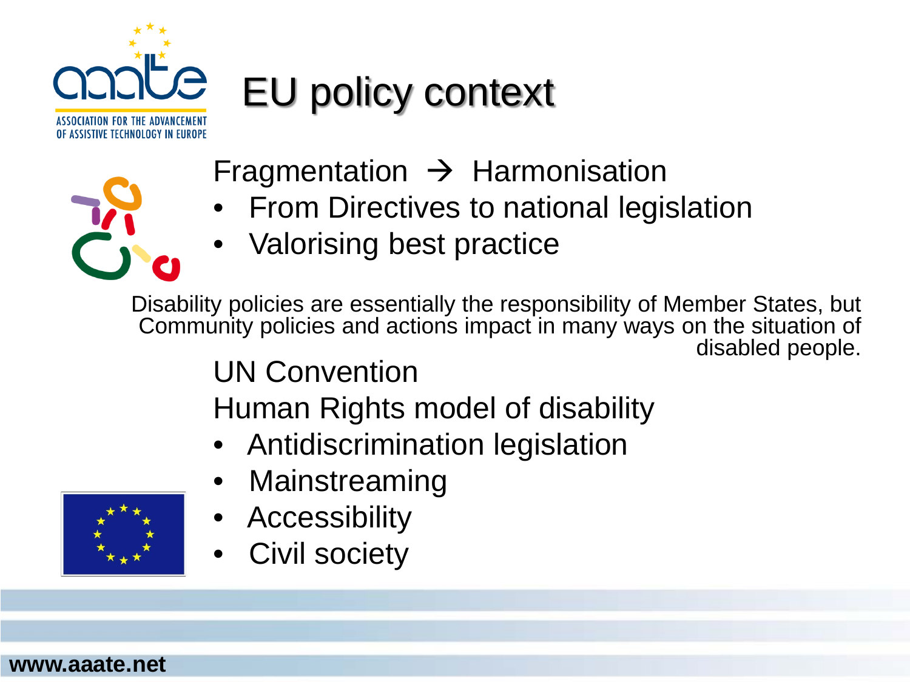# EU policy context

Fragmentation → Harmonisation

- From Directives to national legislation
- Valorising best practice

Disability policies are essentially the responsibility of Member States, but Community policies and actions impact in many ways on the situation of disabled people.

UN Convention

Human Rights model of disability

- Antidiscrimination legislation
- Mainstreaming
- Accessibility
- Civil society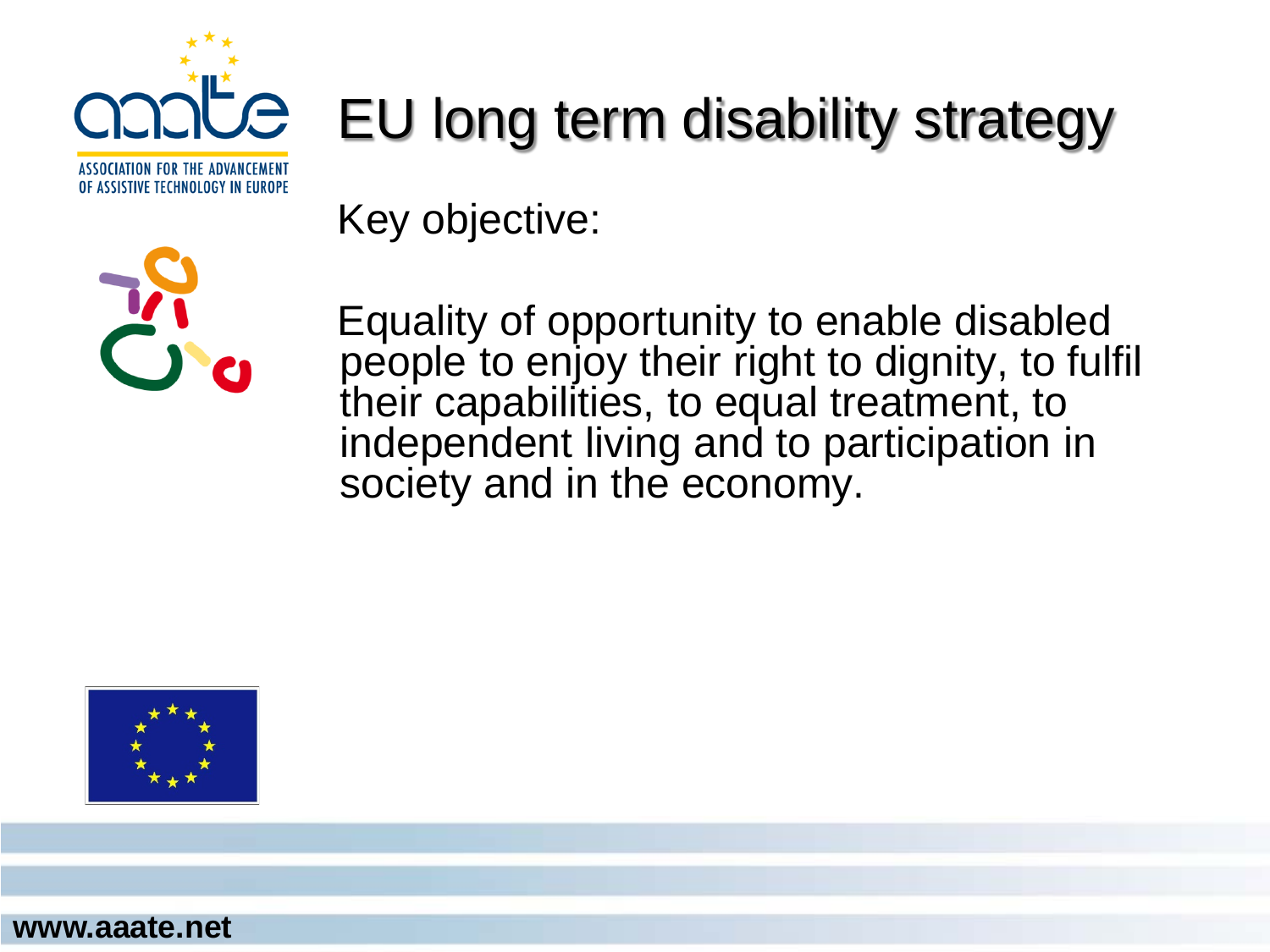# EU long term disability strategy

Key objective:

Equality of opportunity to enable disabled people to enjoy their right to dignity, to fulfil their capabilities, to equal treatment, to independent living and to participation in society and in the economy.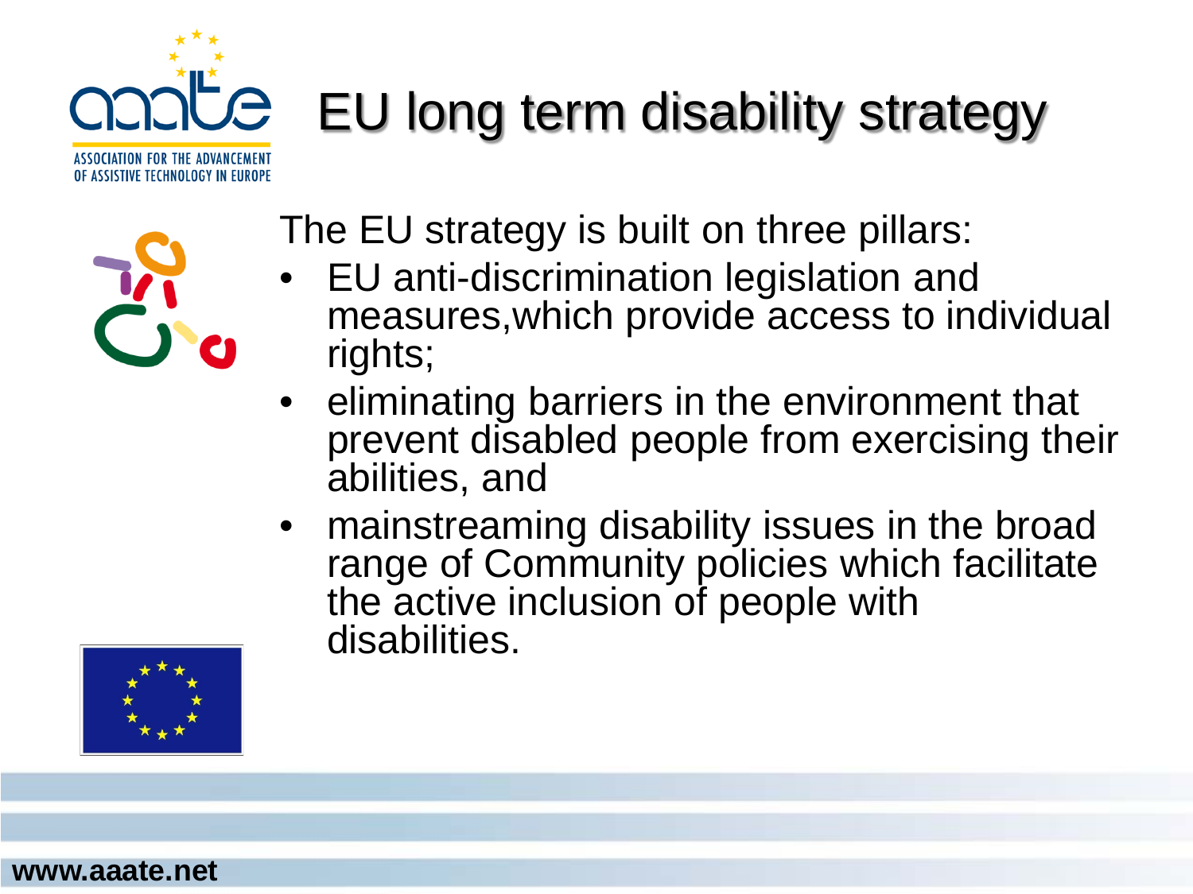# EU long term disability strategy

The EU strategy is built on three pillars:

- EU anti-discrimination legislation and measures,which provide access to individual rights;
- eliminating barriers in the environment that prevent disabled people from exercising their abilities, and
- mainstreaming disability issues in the broad range of Community policies which facilitate the active inclusion of people with disabilities.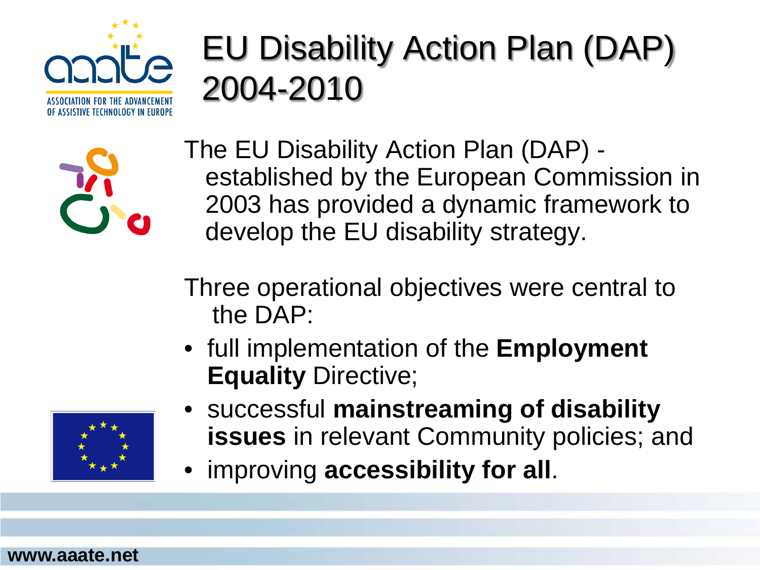# EU Disability Action Plan (DAP) 2004-2010

The EU Disability Action Plan (DAP) - established by the European Commission in 2003 has provided a dynamic framework to develop the EU disability strategy.

Three operational objectives were central to the DAP:

- full implementation of the **Employment Equality** Directive;
- successful **mainstreaming of disability issues** in relevant Community policies; and
- improving **accessibility for all**.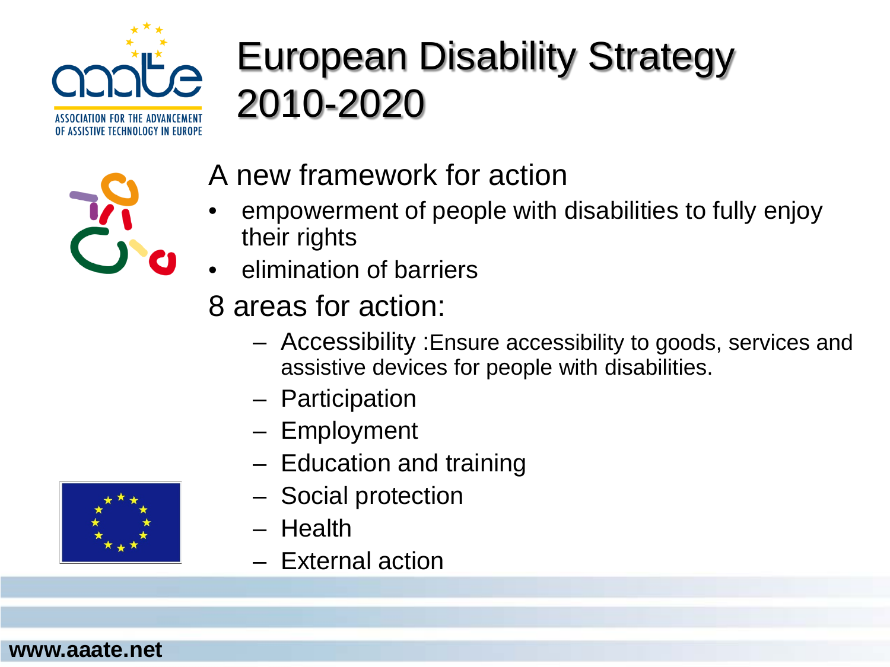# European Disability Strategy 2010-2020

## A new framework for action

- empowerment of people with disabilities to fully enjoy their rights
- elimination of barriers

## 8 areas for action:

- Accessibility :Ensure accessibility to goods, services and assistive devices for people with disabilities.
- Participation
- Employment
- Education and training
- Social protection
- Health
- External action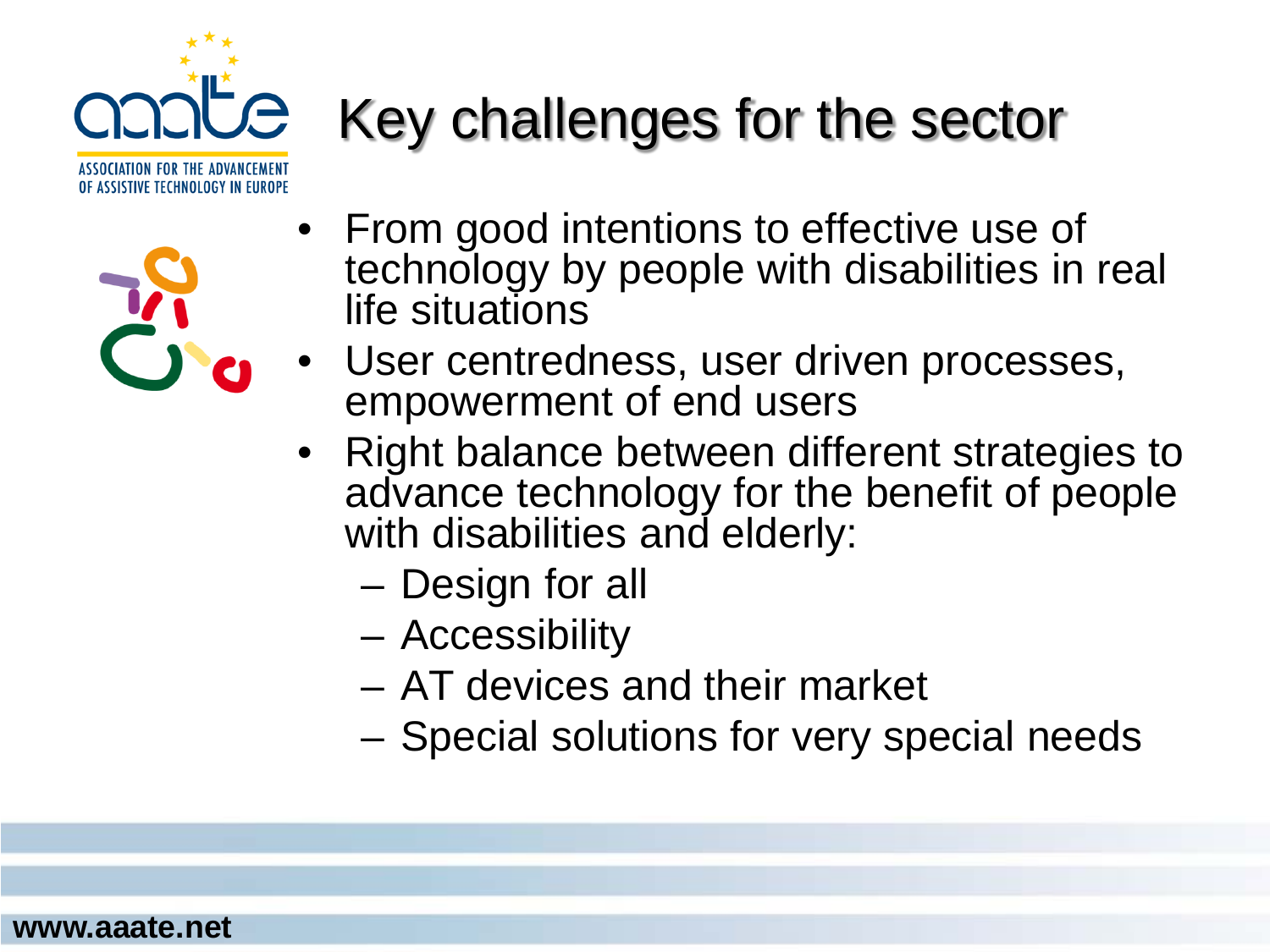# Key challenges for the sector

- From good intentions to effective use of technology by people with disabilities in real life situations
- User centredness, user driven processes, empowerment of end users
- Right balance between different strategies to advance technology for the benefit of people with disabilities and elderly:
  - Design for all
  - Accessibility
  - AT devices and their market
  - Special solutions for very special needs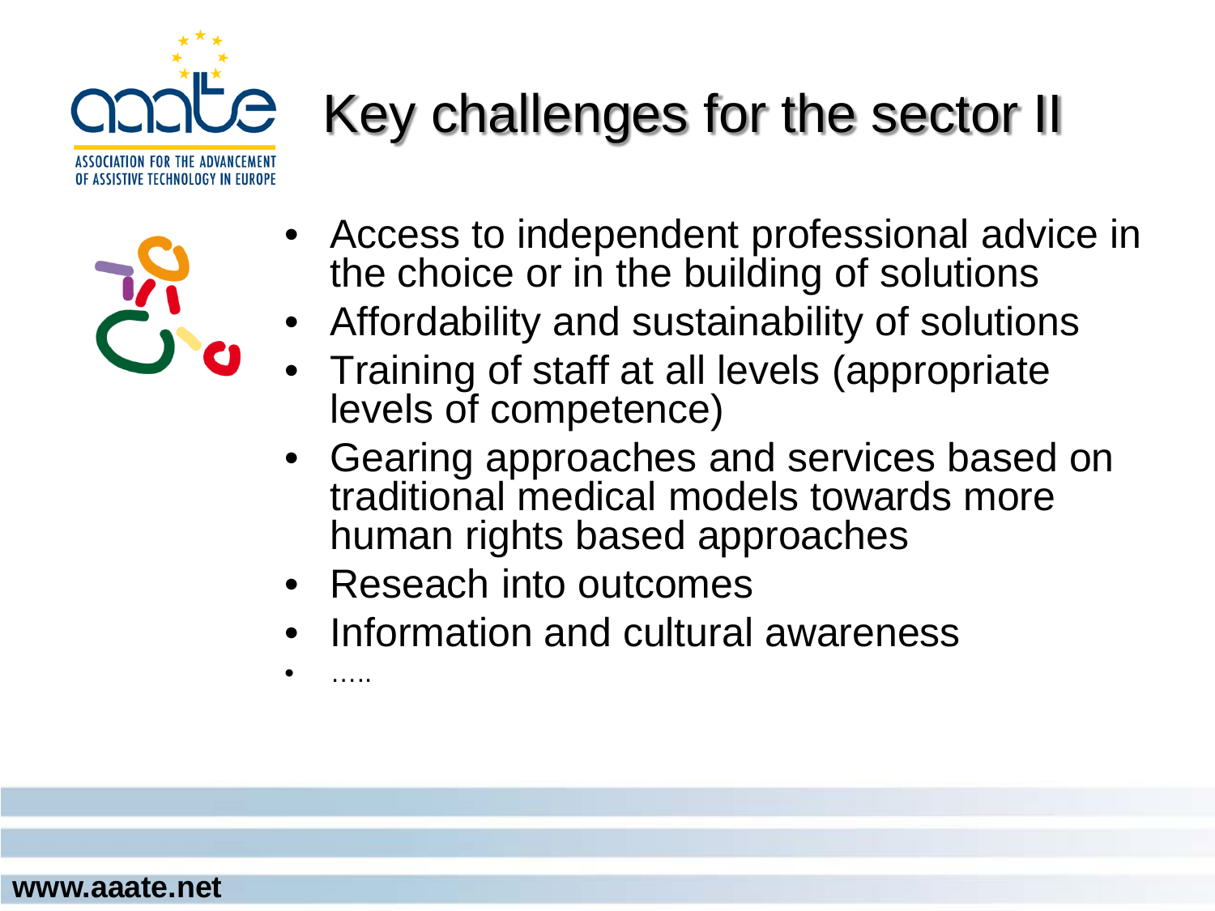# Key challenges for the sector II

- Access to independent professional advice in the choice or in the building of solutions
- Affordability and sustainability of solutions
- Training of staff at all levels (appropriate levels of competence)
- Gearing approaches and services based on traditional medical models towards more human rights based approaches
- Reseach into outcomes
- Information and cultural awareness
- .....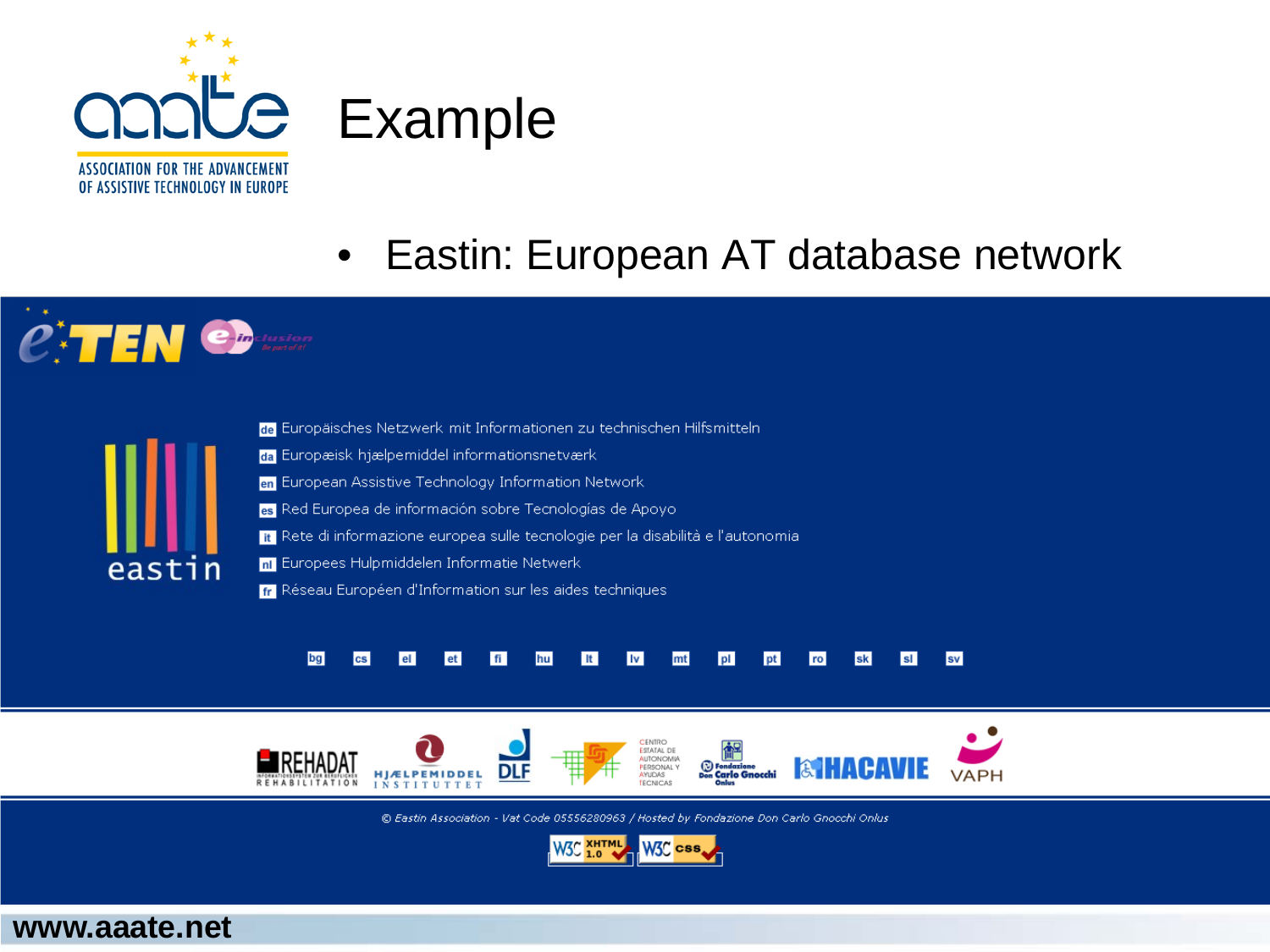# Example

- Eastin: European AT database network

de Europäisches Netzwerk mit Informationen zu technischen Hilfsmitteln

da Europæisk hjælpemiddel informationsnetværk

en European Assistive Technology Information Network

es Red Europea de información sobre Tecnologías de Apoyo

it Rete di informazione europea sulle tecnologie per la disabilità e l'autonomia

nl Europees Hulpmiddelen Informatie Netwerk

fr Réseau Européen d'Information sur les aides techniques

bg cs el et fi hu lt lv mt pl pt ro sk sl sv

© Eastin Association - Vat Code 05556280963 / Hosted by Fondazione Don Carlo Gnocchi Onlus

www.aaate.net